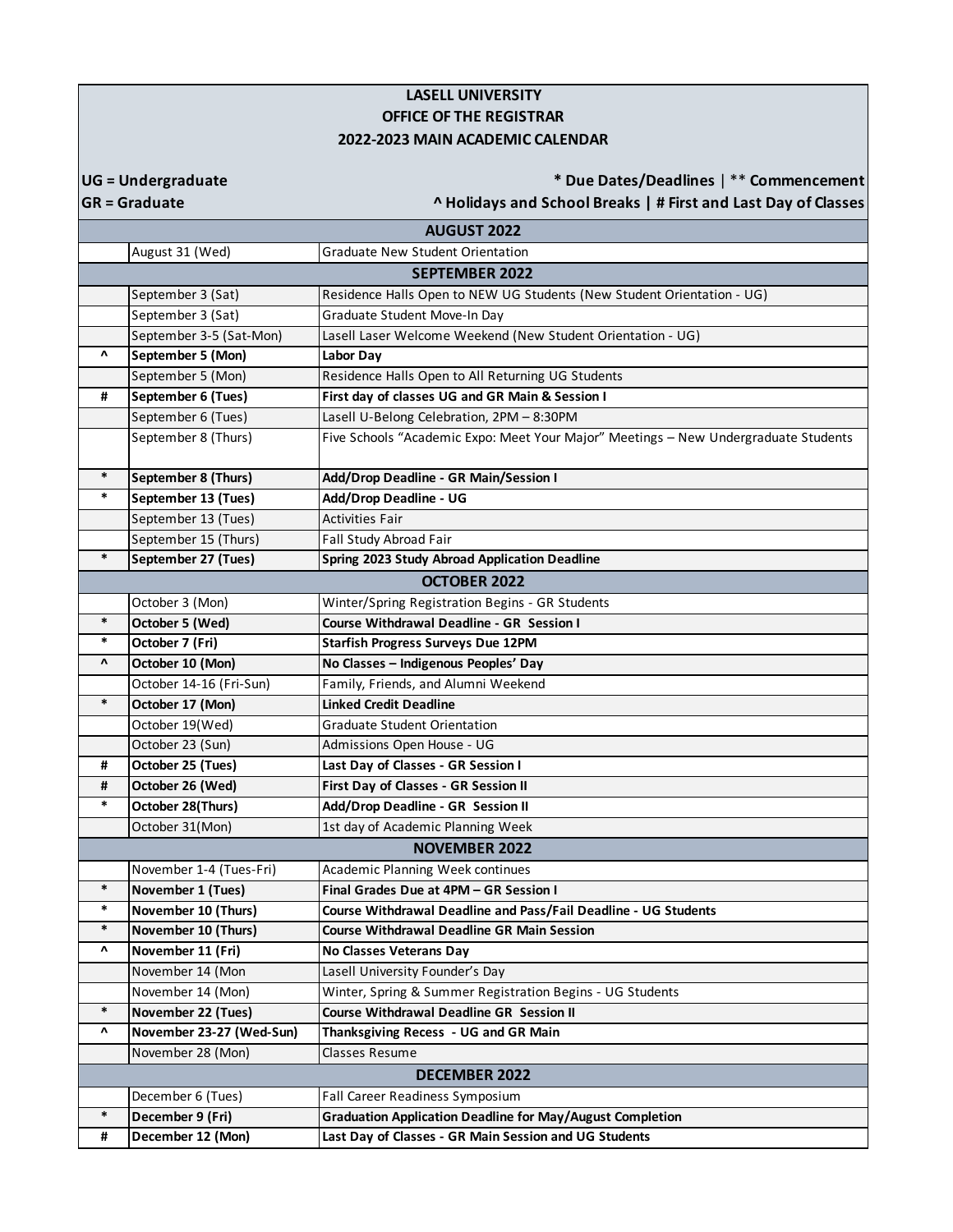# LASELL UNIVERSITY
## OFFICE OF THE REGISTRAR
## 2022-2023 MAIN ACADEMIC CALENDAR

**UG = Undergraduate**
**GR = Graduate**

**\* Due Dates/Deadlines | \*\* Commencement**
**^ Holidays and School Breaks | # First and Last Day of Classes**

| | Date | Event |
|---|---|---|
| | **AUGUST 2022** | |
| | August 31 (Wed) | Graduate New Student Orientation |
| | **SEPTEMBER 2022** | |
| | September 3 (Sat) | Residence Halls Open to NEW UG Students (New Student Orientation - UG) |
| | September 3 (Sat) | Graduate Student Move-In Day |
| | September 3-5 (Sat-Mon) | Lasell Laser Welcome Weekend (New Student Orientation - UG) |
| ^ | **September 5 (Mon)** | **Labor Day** |
| | September 5 (Mon) | Residence Halls Open to All Returning UG Students |
| # | **September 6 (Tues)** | **First day of classes UG and GR Main & Session I** |
| | September 6 (Tues) | Lasell U-Belong Celebration, 2PM – 8:30PM |
| | September 8 (Thurs) | Five Schools "Academic Expo: Meet Your Major" Meetings – New Undergraduate Students |
| * | **September 8 (Thurs)** | **Add/Drop Deadline - GR Main/Session I** |
| * | **September 13 (Tues)** | **Add/Drop Deadline - UG** |
| | September 13 (Tues) | Activities Fair |
| | September 15 (Thurs) | Fall Study Abroad Fair |
| * | **September 27 (Tues)** | **Spring 2023 Study Abroad Application Deadline** |
| | **OCTOBER 2022** | |
| | October 3 (Mon) | Winter/Spring Registration Begins - GR Students |
| * | **October 5 (Wed)** | **Course Withdrawal Deadline - GR Session I** |
| * | **October 7 (Fri)** | **Starfish Progress Surveys Due 12PM** |
| ^ | **October 10 (Mon)** | **No Classes – Indigenous Peoples' Day** |
| | October 14-16 (Fri-Sun) | Family, Friends, and Alumni Weekend |
| * | **October 17 (Mon)** | **Linked Credit Deadline** |
| | October 19(Wed) | Graduate Student Orientation |
| | October 23 (Sun) | Admissions Open House - UG |
| # | **October 25 (Tues)** | **Last Day of Classes - GR Session I** |
| # | **October 26 (Wed)** | **First Day of Classes - GR Session II** |
| * | **October 28(Thurs)** | **Add/Drop Deadline - GR Session II** |
| | October 31(Mon) | 1st day of Academic Planning Week |
| | **NOVEMBER 2022** | |
| | November 1-4 (Tues-Fri) | Academic Planning Week continues |
| * | **November 1 (Tues)** | **Final Grades Due at 4PM – GR Session I** |
| * | **November 10 (Thurs)** | **Course Withdrawal Deadline and Pass/Fail Deadline - UG Students** |
| * | **November 10 (Thurs)** | **Course Withdrawal Deadline GR Main Session** |
| ^ | **November 11 (Fri)** | **No Classes Veterans Day** |
| | November 14 (Mon | Lasell University Founder's Day |
| | November 14 (Mon) | Winter, Spring & Summer Registration Begins - UG Students |
| * | **November 22 (Tues)** | **Course Withdrawal Deadline GR Session II** |
| ^ | **November 23-27 (Wed-Sun)** | **Thanksgiving Recess - UG and GR Main** |
| | November 28 (Mon) | Classes Resume |
| | **DECEMBER 2022** | |
| | December 6 (Tues) | Fall Career Readiness Symposium |
| * | **December 9 (Fri)** | **Graduation Application Deadline for May/August Completion** |
| # | **December 12 (Mon)** | **Last Day of Classes - GR Main Session and UG Students** |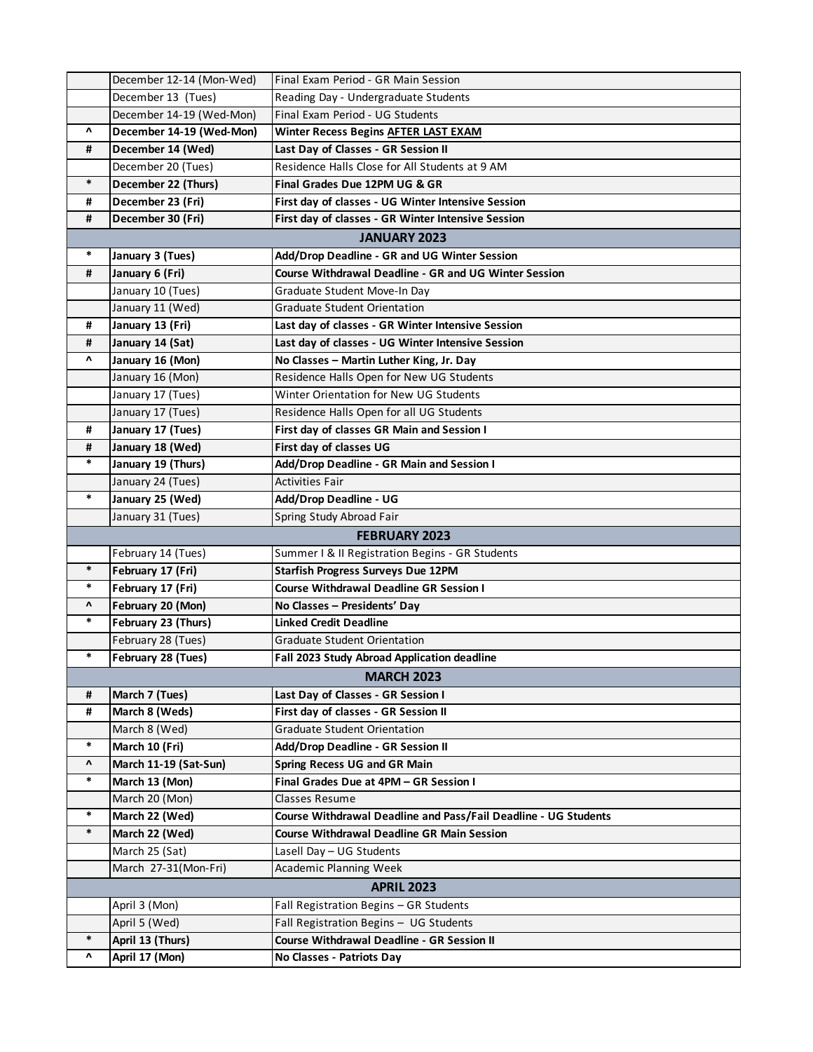| | | |
|---|---|---|
| | December 12-14 (Mon-Wed) | Final Exam Period - GR Main Session |
| | December 13 (Tues) | Reading Day - Undergraduate Students |
| | December 14-19 (Wed-Mon) | Final Exam Period - UG Students |
| ^ | **December 14-19 (Wed-Mon)** | **Winter Recess Begins AFTER LAST EXAM** |
| # | **December 14 (Wed)** | **Last Day of Classes - GR Session II** |
| | December 20 (Tues) | Residence Halls Close for All Students at 9 AM |
| * | **December 22 (Thurs)** | **Final Grades Due 12PM UG & GR** |
| # | **December 23 (Fri)** | **First day of classes - UG Winter Intensive Session** |
| # | **December 30 (Fri)** | **First day of classes - GR Winter Intensive Session** |
| | | **JANUARY 2023** |
| * | **January 3 (Tues)** | **Add/Drop Deadline - GR and UG Winter Session** |
| # | **January 6 (Fri)** | **Course Withdrawal Deadline - GR and UG Winter Session** |
| | January 10 (Tues) | Graduate Student Move-In Day |
| | January 11 (Wed) | Graduate Student Orientation |
| # | **January 13 (Fri)** | **Last day of classes - GR Winter Intensive Session** |
| # | **January 14 (Sat)** | **Last day of classes - UG Winter Intensive Session** |
| ^ | **January 16 (Mon)** | **No Classes – Martin Luther King, Jr. Day** |
| | January 16 (Mon) | Residence Halls Open for New UG Students |
| | January 17 (Tues) | Winter Orientation for New UG Students |
| | January 17 (Tues) | Residence Halls Open for all UG Students |
| # | **January 17 (Tues)** | **First day of classes GR Main and Session I** |
| # | **January 18 (Wed)** | **First day of classes UG** |
| * | **January 19 (Thurs)** | **Add/Drop Deadline - GR Main and Session I** |
| | January 24 (Tues) | Activities Fair |
| * | **January 25 (Wed)** | **Add/Drop Deadline - UG** |
| | January 31 (Tues) | Spring Study Abroad Fair |
| | | **FEBRUARY 2023** |
| | February 14 (Tues) | Summer I & II Registration Begins - GR Students |
| * | **February 17 (Fri)** | **Starfish Progress Surveys Due 12PM** |
| * | **February 17 (Fri)** | **Course Withdrawal Deadline GR Session I** |
| ^ | **February 20 (Mon)** | **No Classes – Presidents' Day** |
| * | **February 23 (Thurs)** | **Linked Credit Deadline** |
| | February 28 (Tues) | Graduate Student Orientation |
| * | **February 28 (Tues)** | **Fall 2023 Study Abroad Application deadline** |
| | | **MARCH 2023** |
| # | **March 7 (Tues)** | **Last Day of Classes - GR Session I** |
| # | **March 8 (Weds)** | **First day of classes - GR Session II** |
| | March 8 (Wed) | Graduate Student Orientation |
| * | **March 10 (Fri)** | **Add/Drop Deadline - GR Session II** |
| ^ | **March 11-19 (Sat-Sun)** | **Spring Recess UG and GR Main** |
| * | **March 13 (Mon)** | **Final Grades Due at 4PM – GR Session I** |
| | March 20 (Mon) | Classes Resume |
| * | **March 22 (Wed)** | **Course Withdrawal Deadline and Pass/Fail Deadline - UG Students** |
| * | **March 22 (Wed)** | **Course Withdrawal Deadline GR Main Session** |
| | March 25 (Sat) | Lasell Day – UG Students |
| | March 27-31(Mon-Fri) | Academic Planning Week |
| | | **APRIL 2023** |
| | April 3 (Mon) | Fall Registration Begins – GR Students |
| | April 5 (Wed) | Fall Registration Begins – UG Students |
| * | **April 13 (Thurs)** | **Course Withdrawal Deadline - GR Session II** |
| ^ | **April 17 (Mon)** | **No Classes - Patriots Day** |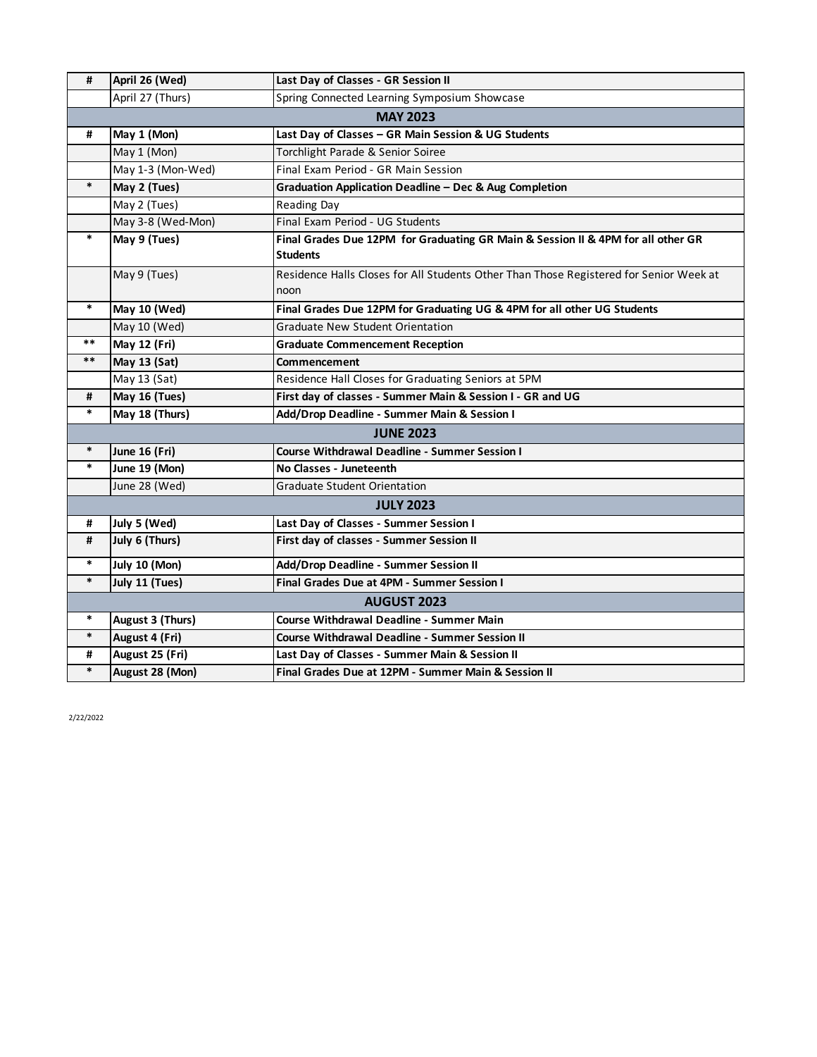| # | April 26 (Wed) | Last Day of Classes - GR Session II |
|---|---|---|
| | April 27 (Thurs) | Spring Connected Learning Symposium Showcase |
| | **MAY 2023** | |
| # | **May 1 (Mon)** | **Last Day of Classes – GR Main Session & UG Students** |
| | May 1 (Mon) | Torchlight Parade & Senior Soiree |
| | May 1-3 (Mon-Wed) | Final Exam Period - GR Main Session |
| * | **May 2 (Tues)** | **Graduation Application Deadline – Dec & Aug Completion** |
| | May 2 (Tues) | Reading Day |
| | May 3-8 (Wed-Mon) | Final Exam Period - UG Students |
| * | **May 9 (Tues)** | **Final Grades Due 12PM for Graduating GR Main & Session II & 4PM for all other GR Students** |
| | May 9 (Tues) | Residence Halls Closes for All Students Other Than Those Registered for Senior Week at noon |
| * | **May 10 (Wed)** | **Final Grades Due 12PM for Graduating UG & 4PM for all other UG Students** |
| | May 10 (Wed) | Graduate New Student Orientation |
| ** | **May 12 (Fri)** | **Graduate Commencement Reception** |
| ** | **May 13 (Sat)** | **Commencement** |
| | May 13 (Sat) | Residence Hall Closes for Graduating Seniors at 5PM |
| # | **May 16 (Tues)** | **First day of classes - Summer Main & Session I - GR and UG** |
| * | **May 18 (Thurs)** | **Add/Drop Deadline - Summer Main & Session I** |
| | **JUNE 2023** | |
| * | **June 16 (Fri)** | **Course Withdrawal Deadline - Summer Session I** |
| * | **June 19 (Mon)** | **No Classes - Juneteenth** |
| | June 28 (Wed) | Graduate Student Orientation |
| | **JULY 2023** | |
| # | **July 5 (Wed)** | **Last Day of Classes - Summer Session I** |
| # | **July 6 (Thurs)** | **First day of classes - Summer Session II** |
| * | **July 10 (Mon)** | **Add/Drop Deadline - Summer Session II** |
| * | **July 11 (Tues)** | **Final Grades Due at 4PM - Summer Session I** |
| | **AUGUST 2023** | |
| * | **August 3 (Thurs)** | **Course Withdrawal Deadline - Summer Main** |
| * | **August 4 (Fri)** | **Course Withdrawal Deadline - Summer Session II** |
| # | **August 25 (Fri)** | **Last Day of Classes - Summer Main & Session II** |
| * | **August 28 (Mon)** | **Final Grades Due at 12PM - Summer Main & Session II** |

2/22/2022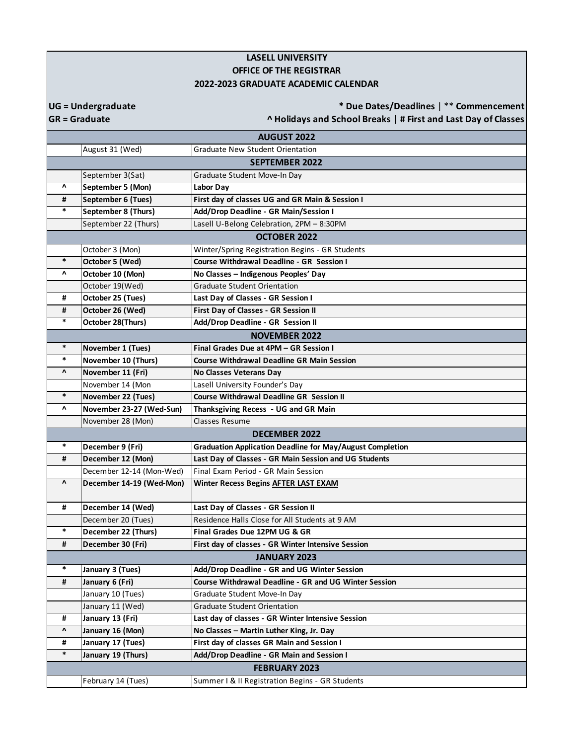**LASELL UNIVERSITY**
**OFFICE OF THE REGISTRAR**
**2022-2023 GRADUATE ACADEMIC CALENDAR**

**UG = Undergraduate** | **GR = Graduate**

**&#42; Due Dates/Deadlines | &#42;&#42; Commencement**
**^ Holidays and School Breaks | # First and Last Day of Classes**

| | Date | Event |
|---|---|---|
| | **AUGUST 2022** | |
| | August 31 (Wed) | Graduate New Student Orientation |
| | **SEPTEMBER 2022** | |
| | September 3(Sat) | Graduate Student Move-In Day |
| ^ | **September 5 (Mon)** | **Labor Day** |
| # | **September 6 (Tues)** | **First day of classes UG and GR Main & Session I** |
| * | **September 8 (Thurs)** | **Add/Drop Deadline - GR Main/Session I** |
| | September 22 (Thurs) | Lasell U-Belong Celebration, 2PM – 8:30PM |
| | **OCTOBER 2022** | |
| | October 3 (Mon) | Winter/Spring Registration Begins - GR Students |
| * | **October 5 (Wed)** | **Course Withdrawal Deadline - GR Session I** |
| ^ | **October 10 (Mon)** | **No Classes – Indigenous Peoples' Day** |
| | October 19(Wed) | Graduate Student Orientation |
| # | **October 25 (Tues)** | **Last Day of Classes - GR Session I** |
| # | **October 26 (Wed)** | **First Day of Classes - GR Session II** |
| * | **October 28(Thurs)** | **Add/Drop Deadline - GR Session II** |
| | **NOVEMBER 2022** | |
| * | **November 1 (Tues)** | **Final Grades Due at 4PM – GR Session I** |
| * | **November 10 (Thurs)** | **Course Withdrawal Deadline GR Main Session** |
| ^ | **November 11 (Fri)** | **No Classes Veterans Day** |
| | November 14 (Mon | Lasell University Founder's Day |
| * | **November 22 (Tues)** | **Course Withdrawal Deadline GR Session II** |
| ^ | **November 23-27 (Wed-Sun)** | **Thanksgiving Recess - UG and GR Main** |
| | November 28 (Mon) | Classes Resume |
| | **DECEMBER 2022** | |
| * | **December 9 (Fri)** | **Graduation Application Deadline for May/August Completion** |
| # | **December 12 (Mon)** | **Last Day of Classes - GR Main Session and UG Students** |
| | December 12-14 (Mon-Wed) | Final Exam Period - GR Main Session |
| ^ | **December 14-19 (Wed-Mon)** | **Winter Recess Begins AFTER LAST EXAM** |
| # | **December 14 (Wed)** | **Last Day of Classes - GR Session II** |
| | December 20 (Tues) | Residence Halls Close for All Students at 9 AM |
| * | **December 22 (Thurs)** | **Final Grades Due 12PM UG & GR** |
| # | **December 30 (Fri)** | **First day of classes - GR Winter Intensive Session** |
| | **JANUARY 2023** | |
| * | **January 3 (Tues)** | **Add/Drop Deadline - GR and UG Winter Session** |
| # | **January 6 (Fri)** | **Course Withdrawal Deadline - GR and UG Winter Session** |
| | January 10 (Tues) | Graduate Student Move-In Day |
| | January 11 (Wed) | Graduate Student Orientation |
| # | **January 13 (Fri)** | **Last day of classes - GR Winter Intensive Session** |
| ^ | **January 16 (Mon)** | **No Classes – Martin Luther King, Jr. Day** |
| # | **January 17 (Tues)** | **First day of classes GR Main and Session I** |
| * | **January 19 (Thurs)** | **Add/Drop Deadline - GR Main and Session I** |
| | **FEBRUARY 2023** | |
| | February 14 (Tues) | Summer I & II Registration Begins - GR Students |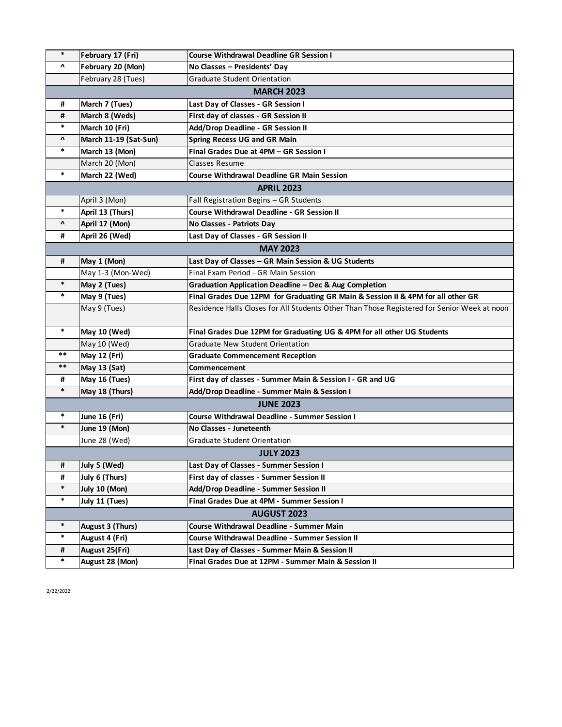| | | |
|---|---|---|
| * | **February 17 (Fri)** | **Course Withdrawal Deadline GR Session I** |
| ^ | **February 20 (Mon)** | **No Classes – Presidents' Day** |
| | February 28 (Tues) | Graduate Student Orientation |
| | **MARCH 2023** | |
| # | **March 7 (Tues)** | **Last Day of Classes - GR Session I** |
| # | **March 8 (Weds)** | **First day of classes - GR Session II** |
| * | **March 10 (Fri)** | **Add/Drop Deadline - GR Session II** |
| ^ | **March 11-19 (Sat-Sun)** | **Spring Recess UG and GR Main** |
| * | **March 13 (Mon)** | **Final Grades Due at 4PM – GR Session I** |
| | March 20 (Mon) | Classes Resume |
| * | **March 22 (Wed)** | **Course Withdrawal Deadline GR Main Session** |
| | **APRIL 2023** | |
| | April 3 (Mon) | Fall Registration Begins – GR Students |
| * | **April 13 (Thurs)** | **Course Withdrawal Deadline - GR Session II** |
| ^ | **April 17 (Mon)** | **No Classes - Patriots Day** |
| # | **April 26 (Wed)** | **Last Day of Classes - GR Session II** |
| | **MAY 2023** | |
| # | **May 1 (Mon)** | **Last Day of Classes – GR Main Session & UG Students** |
| | May 1-3 (Mon-Wed) | Final Exam Period - GR Main Session |
| * | **May 2 (Tues)** | **Graduation Application Deadline – Dec & Aug Completion** |
| * | **May 9 (Tues)** | **Final Grades Due 12PM for Graduating GR Main & Session II & 4PM for all other GR** |
| | May 9 (Tues) | Residence Halls Closes for All Students Other Than Those Registered for Senior Week at noon |
| * | **May 10 (Wed)** | **Final Grades Due 12PM for Graduating UG & 4PM for all other UG Students** |
| | May 10 (Wed) | Graduate New Student Orientation |
| ** | **May 12 (Fri)** | **Graduate Commencement Reception** |
| ** | **May 13 (Sat)** | **Commencement** |
| # | **May 16 (Tues)** | **First day of classes - Summer Main & Session I - GR and UG** |
| * | **May 18 (Thurs)** | **Add/Drop Deadline - Summer Main & Session I** |
| | **JUNE 2023** | |
| * | **June 16 (Fri)** | **Course Withdrawal Deadline - Summer Session I** |
| * | **June 19 (Mon)** | **No Classes - Juneteenth** |
| | June 28 (Wed) | Graduate Student Orientation |
| | **JULY 2023** | |
| # | **July 5 (Wed)** | **Last Day of Classes - Summer Session I** |
| # | **July 6 (Thurs)** | **First day of classes - Summer Session II** |
| * | **July 10 (Mon)** | **Add/Drop Deadline - Summer Session II** |
| * | **July 11 (Tues)** | **Final Grades Due at 4PM - Summer Session I** |
| | **AUGUST 2023** | |
| * | **August 3 (Thurs)** | **Course Withdrawal Deadline - Summer Main** |
| * | **August 4 (Fri)** | **Course Withdrawal Deadline - Summer Session II** |
| # | **August 25(Fri)** | **Last Day of Classes - Summer Main & Session II** |
| * | **August 28 (Mon)** | **Final Grades Due at 12PM - Summer Main & Session II** |

2/22/2022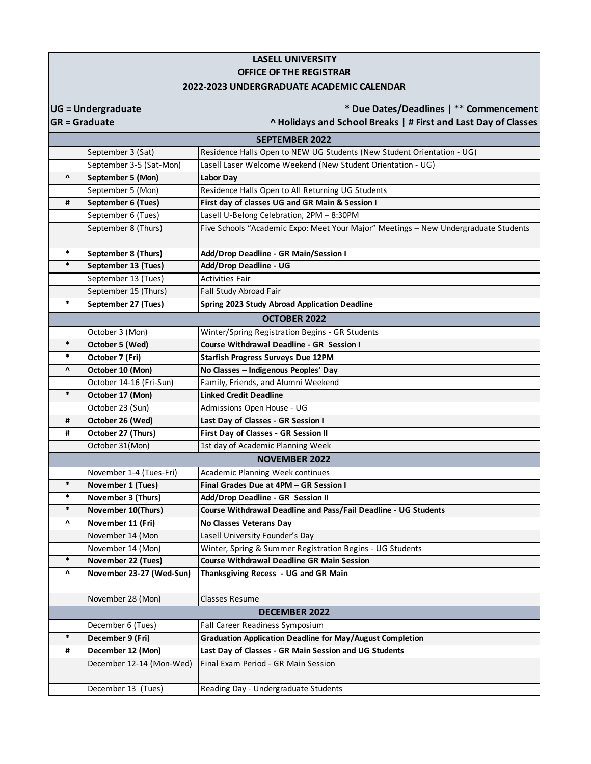**LASELL UNIVERSITY**
**OFFICE OF THE REGISTRAR**
**2022-2023 UNDERGRADUATE ACADEMIC CALENDAR**

**UG = Undergraduate** — **GR = Graduate**

**\* Due Dates/Deadlines | \*\* Commencement**
**^ Holidays and School Breaks | # First and Last Day of Classes**

| | Date | Event |
|---|---|---|
| | **SEPTEMBER 2022** | |
| | September 3 (Sat) | Residence Halls Open to NEW UG Students (New Student Orientation - UG) |
| | September 3-5 (Sat-Mon) | Lasell Laser Welcome Weekend (New Student Orientation - UG) |
| ^ | **September 5 (Mon)** | **Labor Day** |
| | September 5 (Mon) | Residence Halls Open to All Returning UG Students |
| # | **September 6 (Tues)** | **First day of classes UG and GR Main & Session I** |
| | September 6 (Tues) | Lasell U-Belong Celebration, 2PM – 8:30PM |
| | September 8 (Thurs) | Five Schools "Academic Expo: Meet Your Major" Meetings – New Undergraduate Students |
| * | **September 8 (Thurs)** | **Add/Drop Deadline - GR Main/Session I** |
| * | **September 13 (Tues)** | **Add/Drop Deadline - UG** |
| | September 13 (Tues) | Activities Fair |
| | September 15 (Thurs) | Fall Study Abroad Fair |
| * | **September 27 (Tues)** | **Spring 2023 Study Abroad Application Deadline** |
| | **OCTOBER 2022** | |
| | October 3 (Mon) | Winter/Spring Registration Begins - GR Students |
| * | **October 5 (Wed)** | **Course Withdrawal Deadline - GR Session I** |
| * | **October 7 (Fri)** | **Starfish Progress Surveys Due 12PM** |
| ^ | **October 10 (Mon)** | **No Classes – Indigenous Peoples' Day** |
| | October 14-16 (Fri-Sun) | Family, Friends, and Alumni Weekend |
| * | **October 17 (Mon)** | **Linked Credit Deadline** |
| | October 23 (Sun) | Admissions Open House - UG |
| # | **October 26 (Wed)** | **Last Day of Classes - GR Session I** |
| # | **October 27 (Thurs)** | **First Day of Classes - GR Session II** |
| | October 31(Mon) | 1st day of Academic Planning Week |
| | **NOVEMBER 2022** | |
| | November 1-4 (Tues-Fri) | Academic Planning Week continues |
| * | **November 1 (Tues)** | **Final Grades Due at 4PM – GR Session I** |
| * | **November 3 (Thurs)** | **Add/Drop Deadline - GR Session II** |
| * | **November 10(Thurs)** | **Course Withdrawal Deadline and Pass/Fail Deadline - UG Students** |
| ^ | **November 11 (Fri)** | **No Classes Veterans Day** |
| | November 14 (Mon | Lasell University Founder's Day |
| | November 14 (Mon) | Winter, Spring & Summer Registration Begins - UG Students |
| * | **November 22 (Tues)** | **Course Withdrawal Deadline GR Main Session** |
| ^ | **November 23-27 (Wed-Sun)** | **Thanksgiving Recess - UG and GR Main** |
| | November 28 (Mon) | Classes Resume |
| | **DECEMBER 2022** | |
| | December 6 (Tues) | Fall Career Readiness Symposium |
| * | **December 9 (Fri)** | **Graduation Application Deadline for May/August Completion** |
| # | **December 12 (Mon)** | **Last Day of Classes - GR Main Session and UG Students** |
| | December 12-14 (Mon-Wed) | Final Exam Period - GR Main Session |
| | December 13 (Tues) | Reading Day - Undergraduate Students |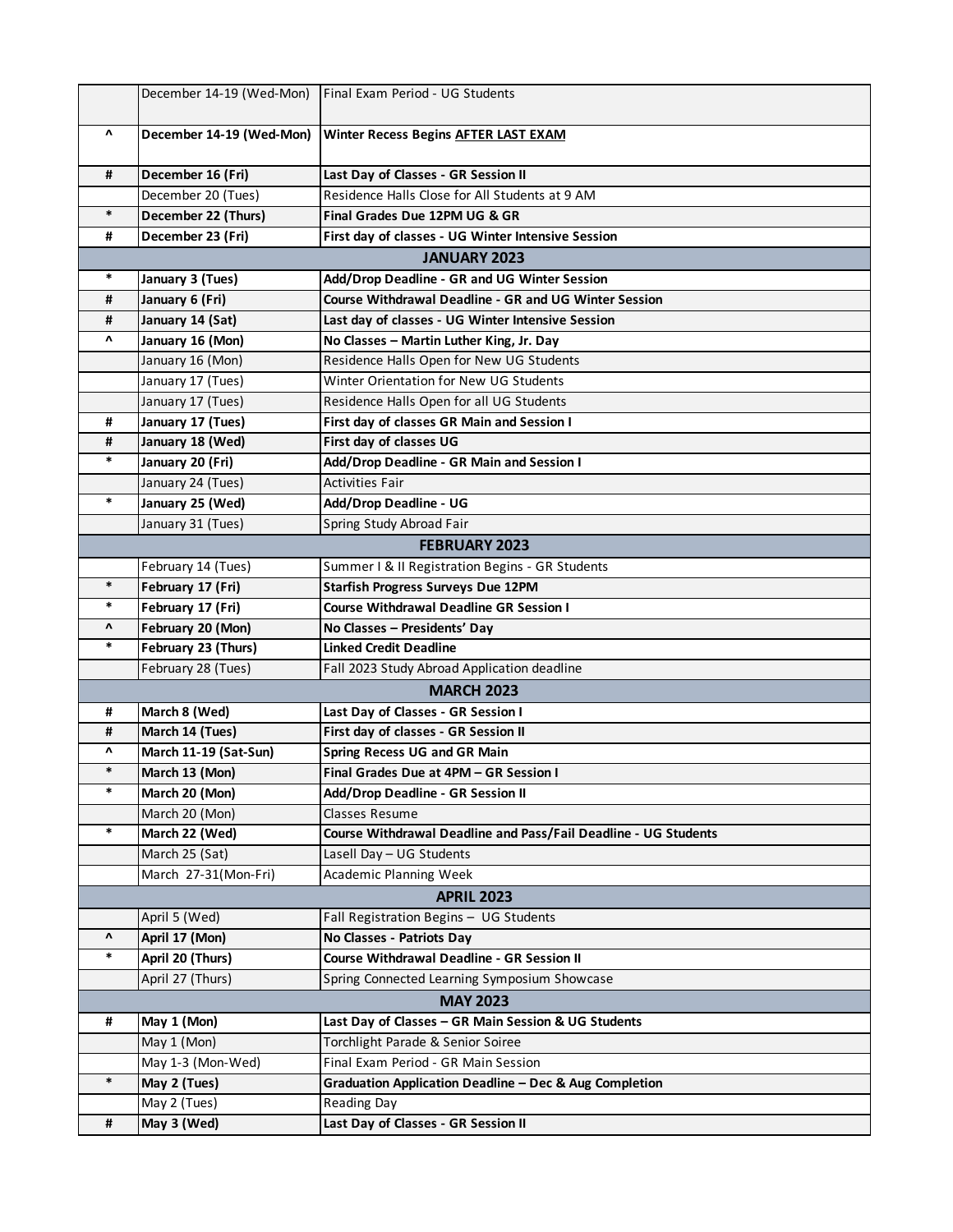| | | |
|---|---|---|
| | December 14-19 (Wed-Mon) | Final Exam Period - UG Students |
| ^ | **December 14-19 (Wed-Mon)** | **Winter Recess Begins AFTER LAST EXAM** |
| # | **December 16 (Fri)** | **Last Day of Classes - GR Session II** |
| | December 20 (Tues) | Residence Halls Close for All Students at 9 AM |
| * | **December 22 (Thurs)** | **Final Grades Due 12PM UG & GR** |
| # | **December 23 (Fri)** | **First day of classes - UG Winter Intensive Session** |
| | **JANUARY 2023** | |
| * | **January 3 (Tues)** | **Add/Drop Deadline - GR and UG Winter Session** |
| # | **January 6 (Fri)** | **Course Withdrawal Deadline - GR and UG Winter Session** |
| # | **January 14 (Sat)** | **Last day of classes - UG Winter Intensive Session** |
| ^ | **January 16 (Mon)** | **No Classes – Martin Luther King, Jr. Day** |
| | January 16 (Mon) | Residence Halls Open for New UG Students |
| | January 17 (Tues) | Winter Orientation for New UG Students |
| | January 17 (Tues) | Residence Halls Open for all UG Students |
| # | **January 17 (Tues)** | **First day of classes GR Main and Session I** |
| # | **January 18 (Wed)** | **First day of classes UG** |
| * | **January 20 (Fri)** | **Add/Drop Deadline - GR Main and Session I** |
| | January 24 (Tues) | Activities Fair |
| * | **January 25 (Wed)** | **Add/Drop Deadline - UG** |
| | January 31 (Tues) | Spring Study Abroad Fair |
| | **FEBRUARY 2023** | |
| | February 14 (Tues) | Summer I & II Registration Begins - GR Students |
| * | **February 17 (Fri)** | **Starfish Progress Surveys Due 12PM** |
| * | **February 17 (Fri)** | **Course Withdrawal Deadline GR Session I** |
| ^ | **February 20 (Mon)** | **No Classes – Presidents' Day** |
| * | **February 23 (Thurs)** | **Linked Credit Deadline** |
| | February 28 (Tues) | Fall 2023 Study Abroad Application deadline |
| | **MARCH 2023** | |
| # | **March 8 (Wed)** | **Last Day of Classes - GR Session I** |
| # | **March 14 (Tues)** | **First day of classes - GR Session II** |
| ^ | **March 11-19 (Sat-Sun)** | **Spring Recess UG and GR Main** |
| * | **March 13 (Mon)** | **Final Grades Due at 4PM – GR Session I** |
| * | **March 20 (Mon)** | **Add/Drop Deadline - GR Session II** |
| | March 20 (Mon) | Classes Resume |
| * | **March 22 (Wed)** | **Course Withdrawal Deadline and Pass/Fail Deadline - UG Students** |
| | March 25 (Sat) | Lasell Day – UG Students |
| | March 27-31(Mon-Fri) | Academic Planning Week |
| | **APRIL 2023** | |
| | April 5 (Wed) | Fall Registration Begins – UG Students |
| ^ | **April 17 (Mon)** | **No Classes - Patriots Day** |
| * | **April 20 (Thurs)** | **Course Withdrawal Deadline - GR Session II** |
| | April 27 (Thurs) | Spring Connected Learning Symposium Showcase |
| | **MAY 2023** | |
| # | **May 1 (Mon)** | **Last Day of Classes – GR Main Session & UG Students** |
| | May 1 (Mon) | Torchlight Parade & Senior Soiree |
| | May 1-3 (Mon-Wed) | Final Exam Period - GR Main Session |
| * | **May 2 (Tues)** | **Graduation Application Deadline – Dec & Aug Completion** |
| | May 2 (Tues) | Reading Day |
| # | **May 3 (Wed)** | **Last Day of Classes - GR Session II** |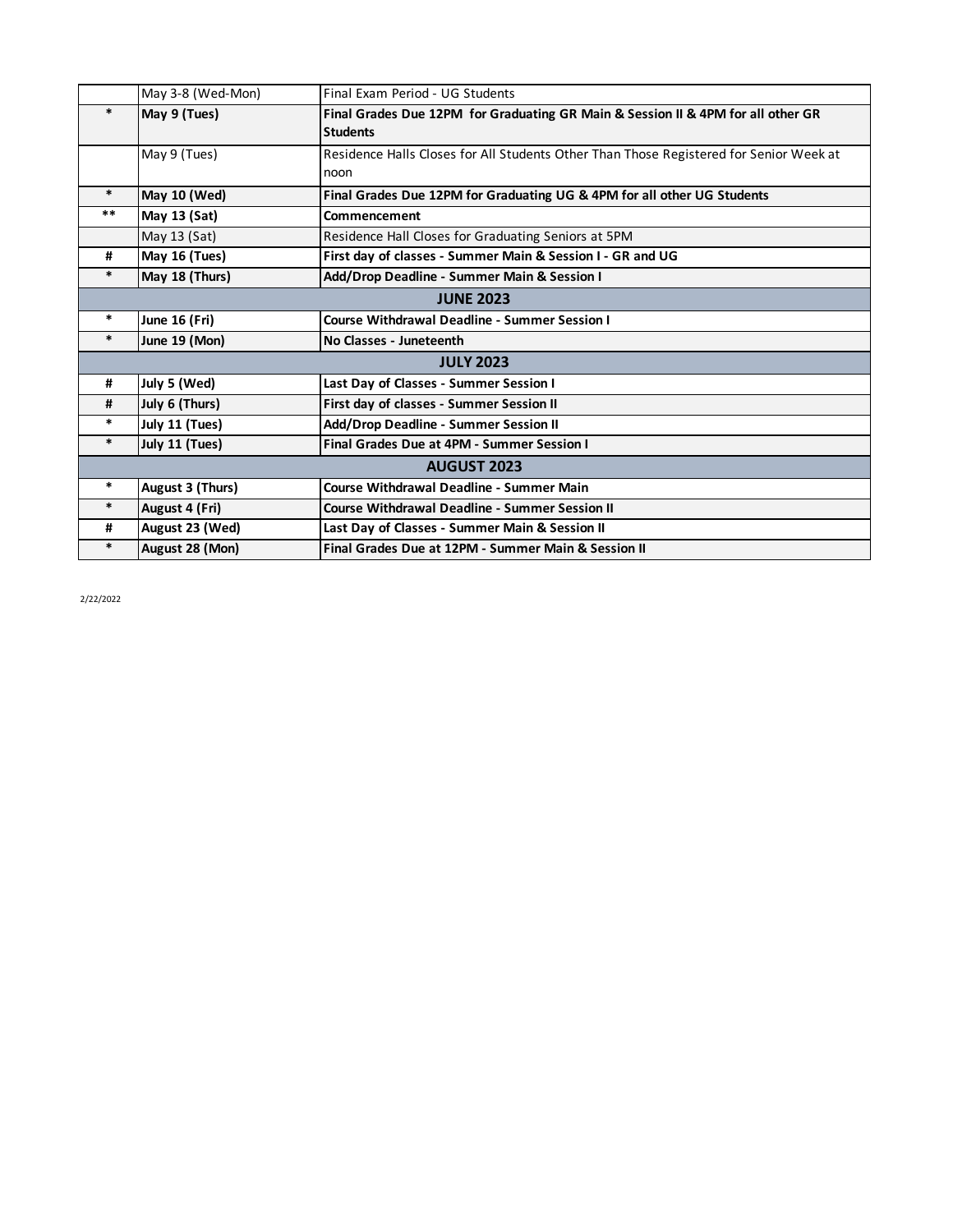| | | |
|---|---|---|
| | May 3-8 (Wed-Mon) | Final Exam Period - UG Students |
| * | **May 9 (Tues)** | **Final Grades Due 12PM for Graduating GR Main & Session II & 4PM for all other GR Students** |
| | May 9 (Tues) | Residence Halls Closes for All Students Other Than Those Registered for Senior Week at noon |
| * | **May 10 (Wed)** | **Final Grades Due 12PM for Graduating UG & 4PM for all other UG Students** |
| ** | **May 13 (Sat)** | **Commencement** |
| | May 13 (Sat) | Residence Hall Closes for Graduating Seniors at 5PM |
| # | **May 16 (Tues)** | **First day of classes - Summer Main & Session I - GR and UG** |
| * | **May 18 (Thurs)** | **Add/Drop Deadline - Summer Main & Session I** |
| | **JUNE 2023** | |
| * | **June 16 (Fri)** | **Course Withdrawal Deadline - Summer Session I** |
| * | **June 19 (Mon)** | **No Classes - Juneteenth** |
| | **JULY 2023** | |
| # | **July 5 (Wed)** | **Last Day of Classes - Summer Session I** |
| # | **July 6 (Thurs)** | **First day of classes - Summer Session II** |
| * | **July 11 (Tues)** | **Add/Drop Deadline - Summer Session II** |
| * | **July 11 (Tues)** | **Final Grades Due at 4PM - Summer Session I** |
| | **AUGUST 2023** | |
| * | **August 3 (Thurs)** | **Course Withdrawal Deadline - Summer Main** |
| * | **August 4 (Fri)** | **Course Withdrawal Deadline - Summer Session II** |
| # | **August 23 (Wed)** | **Last Day of Classes - Summer Main & Session II** |
| * | **August 28 (Mon)** | **Final Grades Due at 12PM - Summer Main & Session II** |

2/22/2022